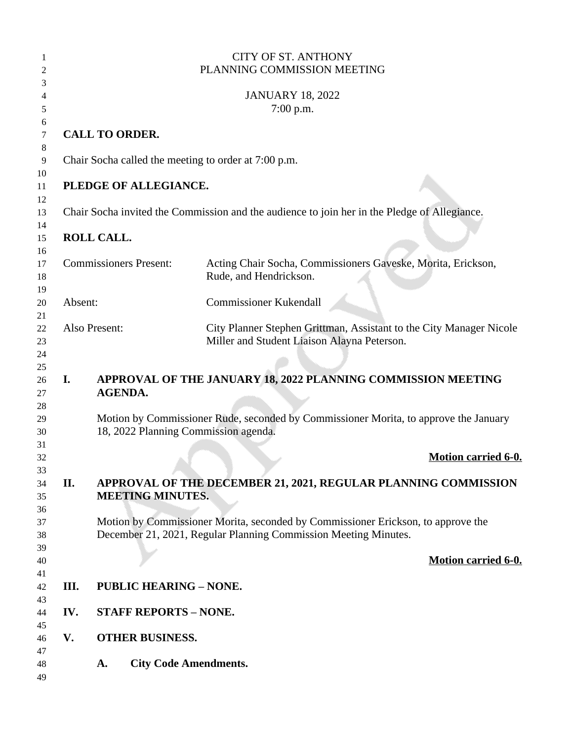CITY OF ST. ANTHONY
PLANNING COMMISSION MEETING

JANUARY 18, 2022
7:00 p.m.

**CALL TO ORDER.**

Chair Socha called the meeting to order at 7:00 p.m.

**PLEDGE OF ALLEGIANCE.**

Chair Socha invited the Commission and the audience to join her in the Pledge of Allegiance.

**ROLL CALL.**

Commissioners Present: Acting Chair Socha, Commissioners Gaveske, Morita, Erickson, Rude, and Hendrickson.

Absent: Commissioner Kukendall

Also Present: City Planner Stephen Grittman, Assistant to the City Manager Nicole Miller and Student Liaison Alayna Peterson.

**I. APPROVAL OF THE JANUARY 18, 2022 PLANNING COMMISSION MEETING AGENDA.**

Motion by Commissioner Rude, seconded by Commissioner Morita, to approve the January 18, 2022 Planning Commission agenda.

**Motion carried 6-0.**

**II. APPROVAL OF THE DECEMBER 21, 2021, REGULAR PLANNING COMMISSION MEETING MINUTES.**

Motion by Commissioner Morita, seconded by Commissioner Erickson, to approve the December 21, 2021, Regular Planning Commission Meeting Minutes.

**Motion carried 6-0.**

**III. PUBLIC HEARING – NONE.**

**IV. STAFF REPORTS – NONE.**

**V. OTHER BUSINESS.**

**A. City Code Amendments.**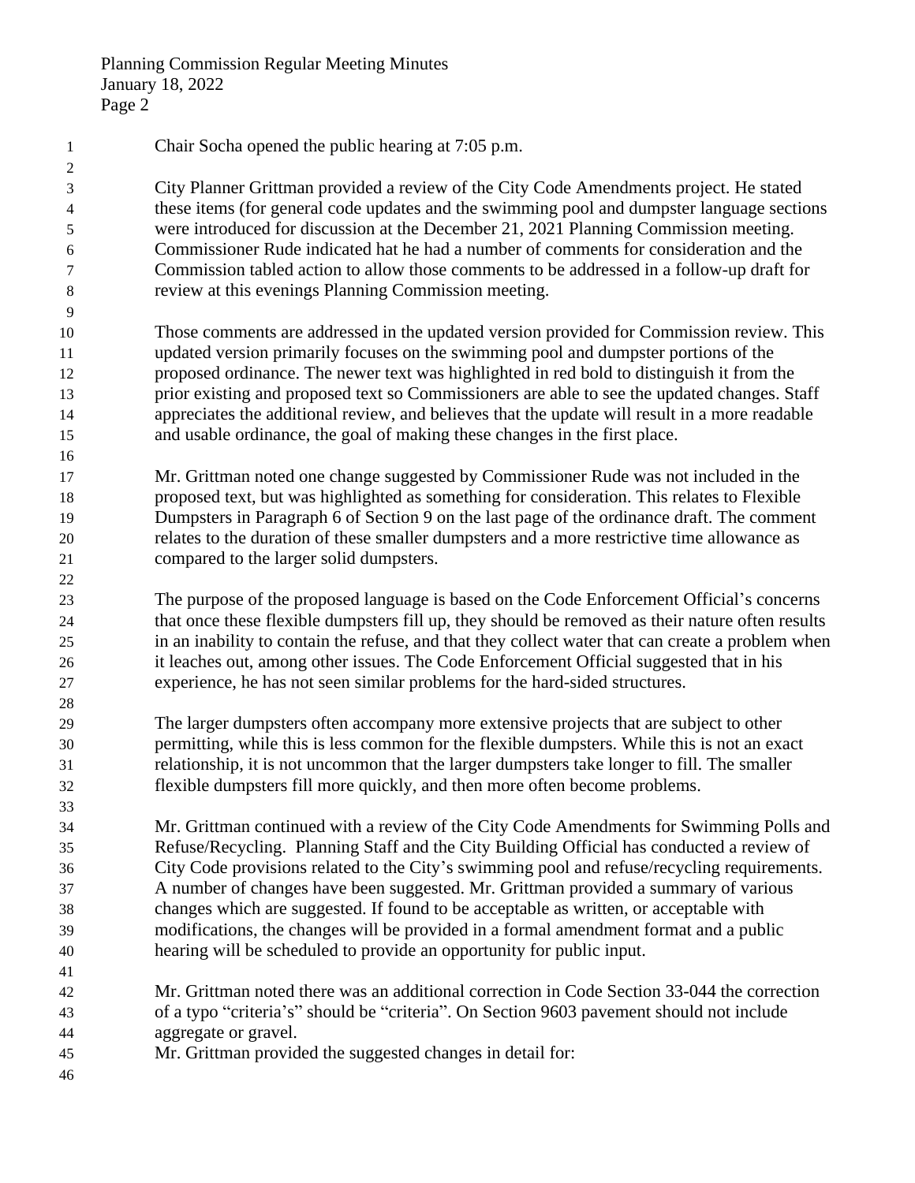Chair Socha opened the public hearing at 7:05 p.m.

City Planner Grittman provided a review of the City Code Amendments project. He stated these items (for general code updates and the swimming pool and dumpster language sections were introduced for discussion at the December 21, 2021 Planning Commission meeting. Commissioner Rude indicated hat he had a number of comments for consideration and the Commission tabled action to allow those comments to be addressed in a follow-up draft for review at this evenings Planning Commission meeting.

Those comments are addressed in the updated version provided for Commission review. This updated version primarily focuses on the swimming pool and dumpster portions of the proposed ordinance. The newer text was highlighted in red bold to distinguish it from the prior existing and proposed text so Commissioners are able to see the updated changes. Staff appreciates the additional review, and believes that the update will result in a more readable and usable ordinance, the goal of making these changes in the first place.

Mr. Grittman noted one change suggested by Commissioner Rude was not included in the proposed text, but was highlighted as something for consideration. This relates to Flexible Dumpsters in Paragraph 6 of Section 9 on the last page of the ordinance draft. The comment relates to the duration of these smaller dumpsters and a more restrictive time allowance as compared to the larger solid dumpsters.

The purpose of the proposed language is based on the Code Enforcement Official's concerns that once these flexible dumpsters fill up, they should be removed as their nature often results in an inability to contain the refuse, and that they collect water that can create a problem when it leaches out, among other issues. The Code Enforcement Official suggested that in his experience, he has not seen similar problems for the hard-sided structures.

The larger dumpsters often accompany more extensive projects that are subject to other permitting, while this is less common for the flexible dumpsters. While this is not an exact relationship, it is not uncommon that the larger dumpsters take longer to fill. The smaller flexible dumpsters fill more quickly, and then more often become problems.

Mr. Grittman continued with a review of the City Code Amendments for Swimming Polls and Refuse/Recycling. Planning Staff and the City Building Official has conducted a review of City Code provisions related to the City's swimming pool and refuse/recycling requirements. A number of changes have been suggested. Mr. Grittman provided a summary of various changes which are suggested. If found to be acceptable as written, or acceptable with modifications, the changes will be provided in a formal amendment format and a public hearing will be scheduled to provide an opportunity for public input.

Mr. Grittman noted there was an additional correction in Code Section 33-044 the correction of a typo "criteria's" should be "criteria". On Section 9603 pavement should not include aggregate or gravel.
Mr. Grittman provided the suggested changes in detail for: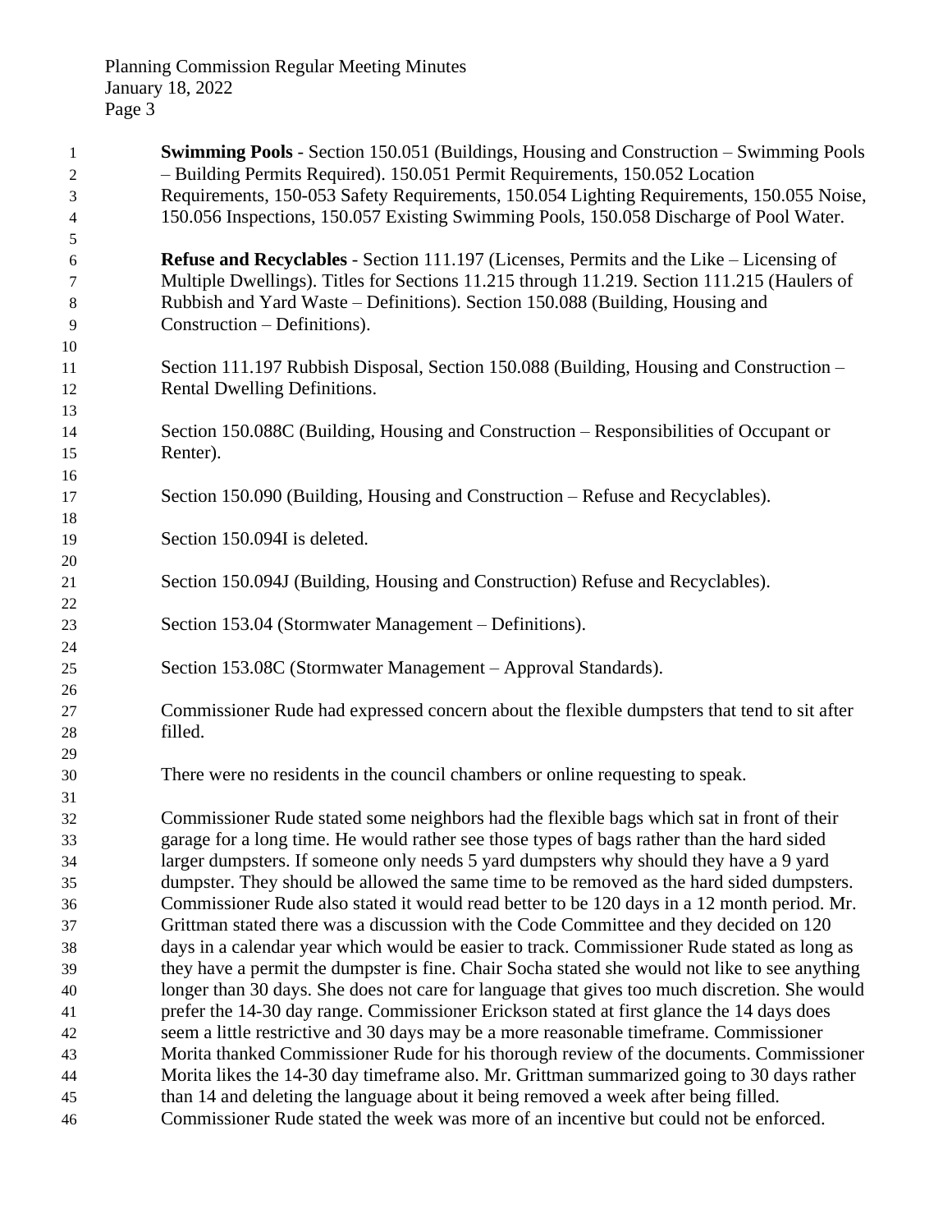**Swimming Pools** - Section 150.051 (Buildings, Housing and Construction – Swimming Pools – Building Permits Required). 150.051 Permit Requirements, 150.052 Location Requirements, 150-053 Safety Requirements, 150.054 Lighting Requirements, 150.055 Noise, 150.056 Inspections, 150.057 Existing Swimming Pools, 150.058 Discharge of Pool Water.

**Refuse and Recyclables** - Section 111.197 (Licenses, Permits and the Like – Licensing of Multiple Dwellings). Titles for Sections 11.215 through 11.219. Section 111.215 (Haulers of Rubbish and Yard Waste – Definitions). Section 150.088 (Building, Housing and Construction – Definitions).

Section 111.197 Rubbish Disposal, Section 150.088 (Building, Housing and Construction – Rental Dwelling Definitions.

Section 150.088C (Building, Housing and Construction – Responsibilities of Occupant or Renter).

Section 150.090 (Building, Housing and Construction – Refuse and Recyclables).

Section 150.094I is deleted.

Section 150.094J (Building, Housing and Construction) Refuse and Recyclables).

Section 153.04 (Stormwater Management – Definitions).

Section 153.08C (Stormwater Management – Approval Standards).

Commissioner Rude had expressed concern about the flexible dumpsters that tend to sit after filled.

There were no residents in the council chambers or online requesting to speak.

Commissioner Rude stated some neighbors had the flexible bags which sat in front of their garage for a long time. He would rather see those types of bags rather than the hard sided larger dumpsters. If someone only needs 5 yard dumpsters why should they have a 9 yard dumpster. They should be allowed the same time to be removed as the hard sided dumpsters. Commissioner Rude also stated it would read better to be 120 days in a 12 month period. Mr. Grittman stated there was a discussion with the Code Committee and they decided on 120 days in a calendar year which would be easier to track. Commissioner Rude stated as long as they have a permit the dumpster is fine. Chair Socha stated she would not like to see anything longer than 30 days. She does not care for language that gives too much discretion. She would prefer the 14-30 day range. Commissioner Erickson stated at first glance the 14 days does seem a little restrictive and 30 days may be a more reasonable timeframe. Commissioner Morita thanked Commissioner Rude for his thorough review of the documents. Commissioner Morita likes the 14-30 day timeframe also. Mr. Grittman summarized going to 30 days rather than 14 and deleting the language about it being removed a week after being filled. Commissioner Rude stated the week was more of an incentive but could not be enforced.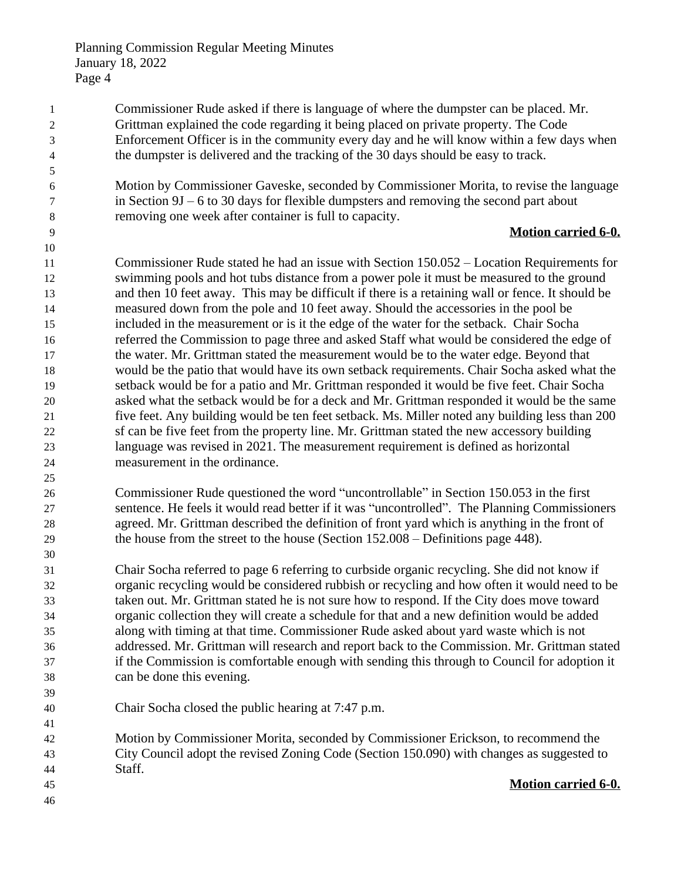Commissioner Rude asked if there is language of where the dumpster can be placed. Mr. Grittman explained the code regarding it being placed on private property. The Code Enforcement Officer is in the community every day and he will know within a few days when the dumpster is delivered and the tracking of the 30 days should be easy to track.

Motion by Commissioner Gaveske, seconded by Commissioner Morita, to revise the language in Section 9J – 6 to 30 days for flexible dumpsters and removing the second part about removing one week after container is full to capacity.

**Motion carried 6-0.**

Commissioner Rude stated he had an issue with Section 150.052 – Location Requirements for swimming pools and hot tubs distance from a power pole it must be measured to the ground and then 10 feet away. This may be difficult if there is a retaining wall or fence. It should be measured down from the pole and 10 feet away. Should the accessories in the pool be included in the measurement or is it the edge of the water for the setback. Chair Socha referred the Commission to page three and asked Staff what would be considered the edge of the water. Mr. Grittman stated the measurement would be to the water edge. Beyond that would be the patio that would have its own setback requirements. Chair Socha asked what the setback would be for a patio and Mr. Grittman responded it would be five feet. Chair Socha asked what the setback would be for a deck and Mr. Grittman responded it would be the same five feet. Any building would be ten feet setback. Ms. Miller noted any building less than 200 sf can be five feet from the property line. Mr. Grittman stated the new accessory building language was revised in 2021. The measurement requirement is defined as horizontal measurement in the ordinance.

Commissioner Rude questioned the word "uncontrollable" in Section 150.053 in the first sentence. He feels it would read better if it was "uncontrolled". The Planning Commissioners agreed. Mr. Grittman described the definition of front yard which is anything in the front of the house from the street to the house (Section 152.008 – Definitions page 448).

Chair Socha referred to page 6 referring to curbside organic recycling. She did not know if organic recycling would be considered rubbish or recycling and how often it would need to be taken out. Mr. Grittman stated he is not sure how to respond. If the City does move toward organic collection they will create a schedule for that and a new definition would be added along with timing at that time. Commissioner Rude asked about yard waste which is not addressed. Mr. Grittman will research and report back to the Commission. Mr. Grittman stated if the Commission is comfortable enough with sending this through to Council for adoption it can be done this evening.

Chair Socha closed the public hearing at 7:47 p.m.

Motion by Commissioner Morita, seconded by Commissioner Erickson, to recommend the City Council adopt the revised Zoning Code (Section 150.090) with changes as suggested to Staff.

**Motion carried 6-0.**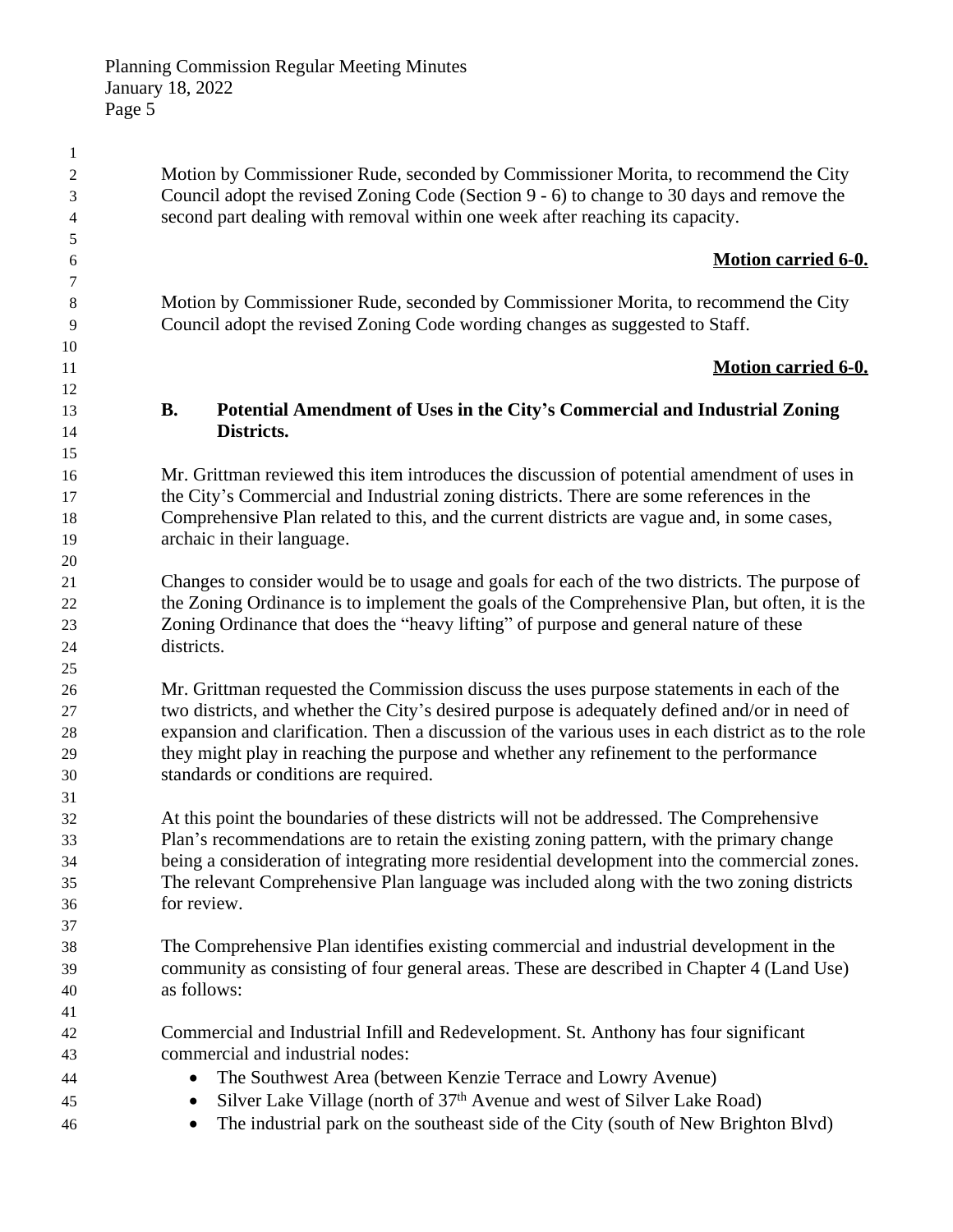Motion by Commissioner Rude, seconded by Commissioner Morita, to recommend the City Council adopt the revised Zoning Code (Section 9 - 6) to change to 30 days and remove the second part dealing with removal within one week after reaching its capacity.

**Motion carried 6-0.**

Motion by Commissioner Rude, seconded by Commissioner Morita, to recommend the City Council adopt the revised Zoning Code wording changes as suggested to Staff.

**Motion carried 6-0.**

**B. Potential Amendment of Uses in the City's Commercial and Industrial Zoning Districts.**

Mr. Grittman reviewed this item introduces the discussion of potential amendment of uses in the City's Commercial and Industrial zoning districts. There are some references in the Comprehensive Plan related to this, and the current districts are vague and, in some cases, archaic in their language.

Changes to consider would be to usage and goals for each of the two districts. The purpose of the Zoning Ordinance is to implement the goals of the Comprehensive Plan, but often, it is the Zoning Ordinance that does the "heavy lifting" of purpose and general nature of these districts.

Mr. Grittman requested the Commission discuss the uses purpose statements in each of the two districts, and whether the City's desired purpose is adequately defined and/or in need of expansion and clarification. Then a discussion of the various uses in each district as to the role they might play in reaching the purpose and whether any refinement to the performance standards or conditions are required.

At this point the boundaries of these districts will not be addressed. The Comprehensive Plan's recommendations are to retain the existing zoning pattern, with the primary change being a consideration of integrating more residential development into the commercial zones. The relevant Comprehensive Plan language was included along with the two zoning districts for review.

The Comprehensive Plan identifies existing commercial and industrial development in the community as consisting of four general areas. These are described in Chapter 4 (Land Use) as follows:

Commercial and Industrial Infill and Redevelopment. St. Anthony has four significant commercial and industrial nodes:

- The Southwest Area (between Kenzie Terrace and Lowry Avenue)
- Silver Lake Village (north of 37th Avenue and west of Silver Lake Road)
- The industrial park on the southeast side of the City (south of New Brighton Blvd)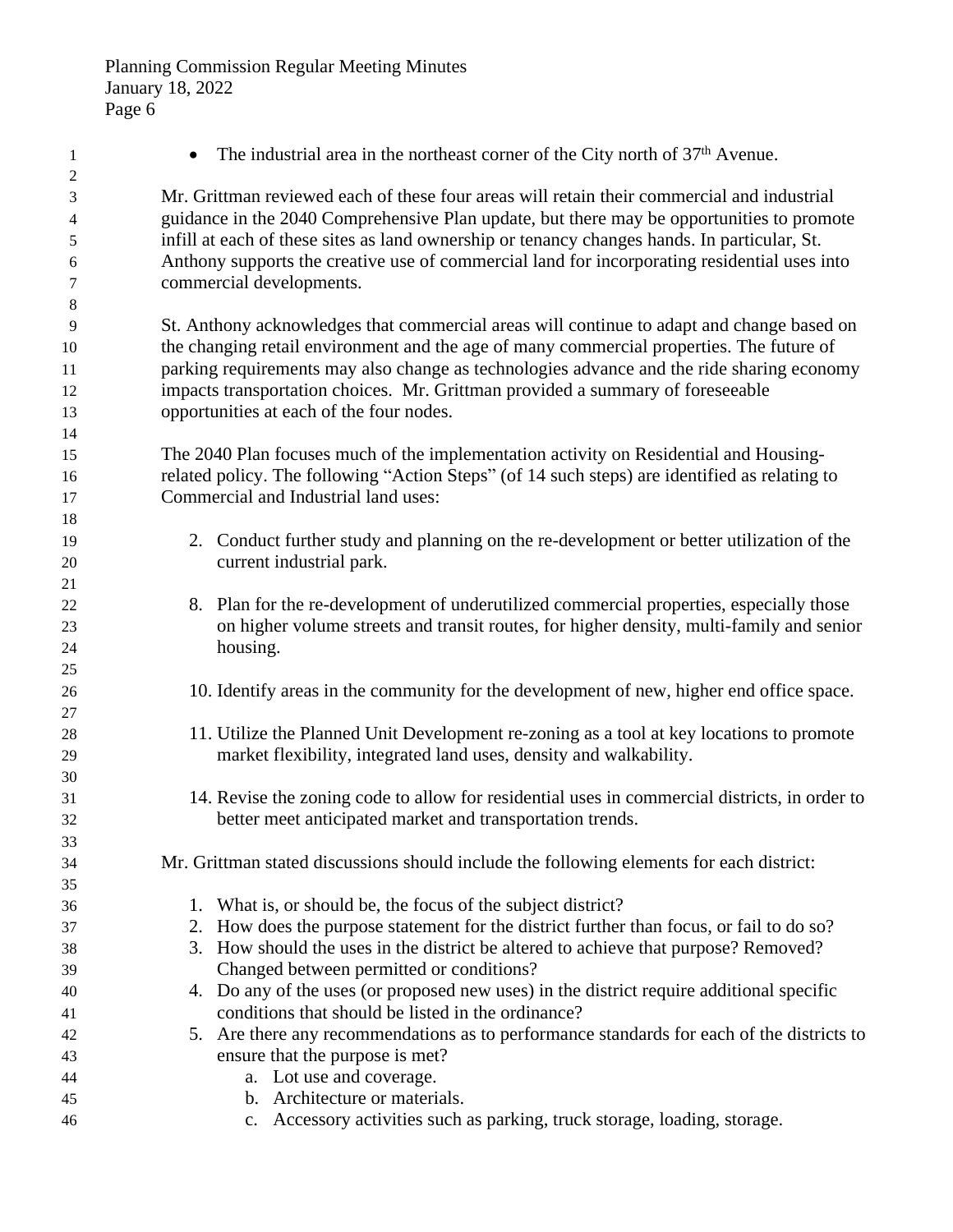- The industrial area in the northeast corner of the City north of 37th Avenue.

Mr. Grittman reviewed each of these four areas will retain their commercial and industrial guidance in the 2040 Comprehensive Plan update, but there may be opportunities to promote infill at each of these sites as land ownership or tenancy changes hands. In particular, St. Anthony supports the creative use of commercial land for incorporating residential uses into commercial developments.

St. Anthony acknowledges that commercial areas will continue to adapt and change based on the changing retail environment and the age of many commercial properties. The future of parking requirements may also change as technologies advance and the ride sharing economy impacts transportation choices. Mr. Grittman provided a summary of foreseeable opportunities at each of the four nodes.

The 2040 Plan focuses much of the implementation activity on Residential and Housing-related policy. The following "Action Steps" (of 14 such steps) are identified as relating to Commercial and Industrial land uses:

2. Conduct further study and planning on the re-development or better utilization of the current industrial park.

8. Plan for the re-development of underutilized commercial properties, especially those on higher volume streets and transit routes, for higher density, multi-family and senior housing.

10. Identify areas in the community for the development of new, higher end office space.

11. Utilize the Planned Unit Development re-zoning as a tool at key locations to promote market flexibility, integrated land uses, density and walkability.

14. Revise the zoning code to allow for residential uses in commercial districts, in order to better meet anticipated market and transportation trends.

Mr. Grittman stated discussions should include the following elements for each district:

1. What is, or should be, the focus of the subject district?
2. How does the purpose statement for the district further than focus, or fail to do so?
3. How should the uses in the district be altered to achieve that purpose? Removed? Changed between permitted or conditions?
4. Do any of the uses (or proposed new uses) in the district require additional specific conditions that should be listed in the ordinance?
5. Are there any recommendations as to performance standards for each of the districts to ensure that the purpose is met?
    a. Lot use and coverage.
    b. Architecture or materials.
    c. Accessory activities such as parking, truck storage, loading, storage.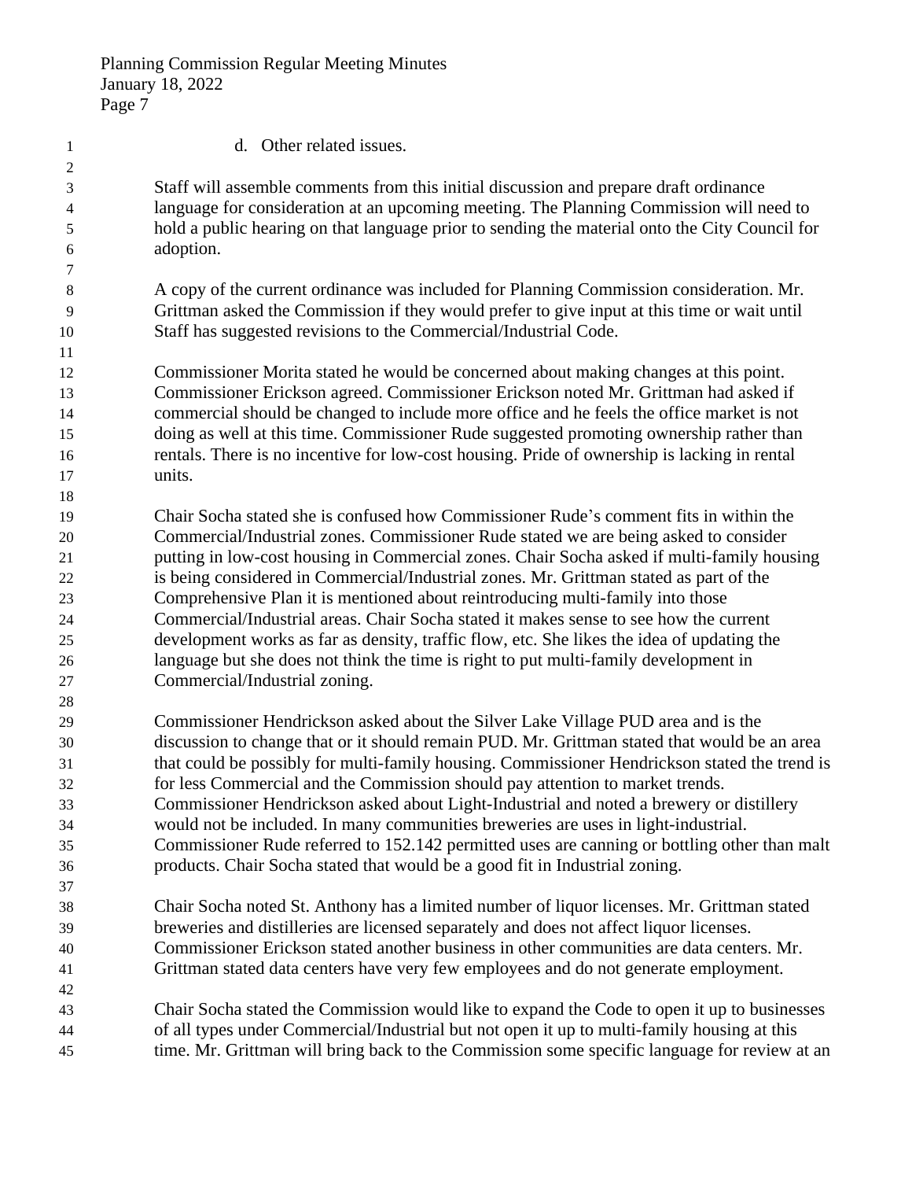d. Other related issues.

Staff will assemble comments from this initial discussion and prepare draft ordinance language for consideration at an upcoming meeting. The Planning Commission will need to hold a public hearing on that language prior to sending the material onto the City Council for adoption.

A copy of the current ordinance was included for Planning Commission consideration. Mr. Grittman asked the Commission if they would prefer to give input at this time or wait until Staff has suggested revisions to the Commercial/Industrial Code.

Commissioner Morita stated he would be concerned about making changes at this point. Commissioner Erickson agreed. Commissioner Erickson noted Mr. Grittman had asked if commercial should be changed to include more office and he feels the office market is not doing as well at this time. Commissioner Rude suggested promoting ownership rather than rentals. There is no incentive for low-cost housing. Pride of ownership is lacking in rental units.

Chair Socha stated she is confused how Commissioner Rude's comment fits in within the Commercial/Industrial zones. Commissioner Rude stated we are being asked to consider putting in low-cost housing in Commercial zones. Chair Socha asked if multi-family housing is being considered in Commercial/Industrial zones. Mr. Grittman stated as part of the Comprehensive Plan it is mentioned about reintroducing multi-family into those Commercial/Industrial areas. Chair Socha stated it makes sense to see how the current development works as far as density, traffic flow, etc. She likes the idea of updating the language but she does not think the time is right to put multi-family development in Commercial/Industrial zoning.

Commissioner Hendrickson asked about the Silver Lake Village PUD area and is the discussion to change that or it should remain PUD. Mr. Grittman stated that would be an area that could be possibly for multi-family housing. Commissioner Hendrickson stated the trend is for less Commercial and the Commission should pay attention to market trends. Commissioner Hendrickson asked about Light-Industrial and noted a brewery or distillery would not be included. In many communities breweries are uses in light-industrial. Commissioner Rude referred to 152.142 permitted uses are canning or bottling other than malt products. Chair Socha stated that would be a good fit in Industrial zoning.

Chair Socha noted St. Anthony has a limited number of liquor licenses. Mr. Grittman stated breweries and distilleries are licensed separately and does not affect liquor licenses. Commissioner Erickson stated another business in other communities are data centers. Mr. Grittman stated data centers have very few employees and do not generate employment.

Chair Socha stated the Commission would like to expand the Code to open it up to businesses of all types under Commercial/Industrial but not open it up to multi-family housing at this time. Mr. Grittman will bring back to the Commission some specific language for review at an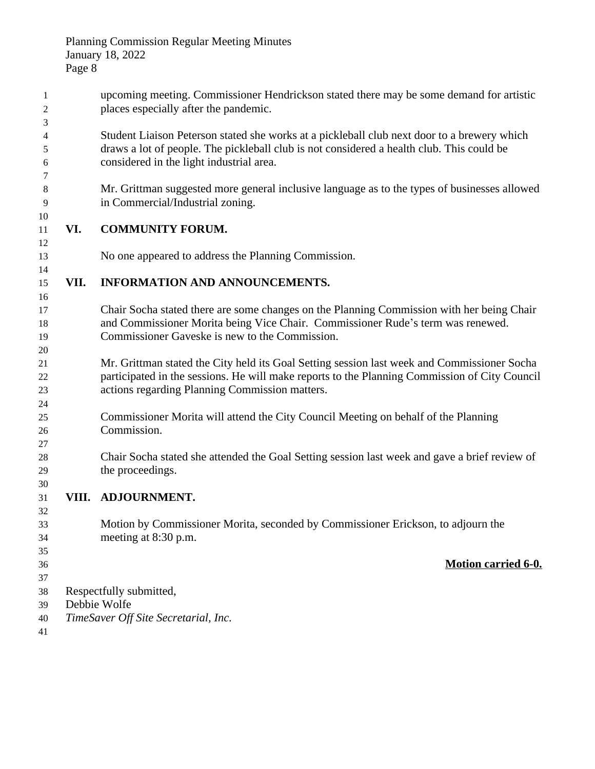upcoming meeting. Commissioner Hendrickson stated there may be some demand for artistic places especially after the pandemic.

Student Liaison Peterson stated she works at a pickleball club next door to a brewery which draws a lot of people. The pickleball club is not considered a health club. This could be considered in the light industrial area.

Mr. Grittman suggested more general inclusive language as to the types of businesses allowed in Commercial/Industrial zoning.

## VI. COMMUNITY FORUM.

No one appeared to address the Planning Commission.

## VII. INFORMATION AND ANNOUNCEMENTS.

Chair Socha stated there are some changes on the Planning Commission with her being Chair and Commissioner Morita being Vice Chair. Commissioner Rude's term was renewed. Commissioner Gaveske is new to the Commission.

Mr. Grittman stated the City held its Goal Setting session last week and Commissioner Socha participated in the sessions. He will make reports to the Planning Commission of City Council actions regarding Planning Commission matters.

Commissioner Morita will attend the City Council Meeting on behalf of the Planning Commission.

Chair Socha stated she attended the Goal Setting session last week and gave a brief review of the proceedings.

## VIII. ADJOURNMENT.

Motion by Commissioner Morita, seconded by Commissioner Erickson, to adjourn the meeting at 8:30 p.m.

**Motion carried 6-0.**

Respectfully submitted,
Debbie Wolfe
*TimeSaver Off Site Secretarial, Inc.*